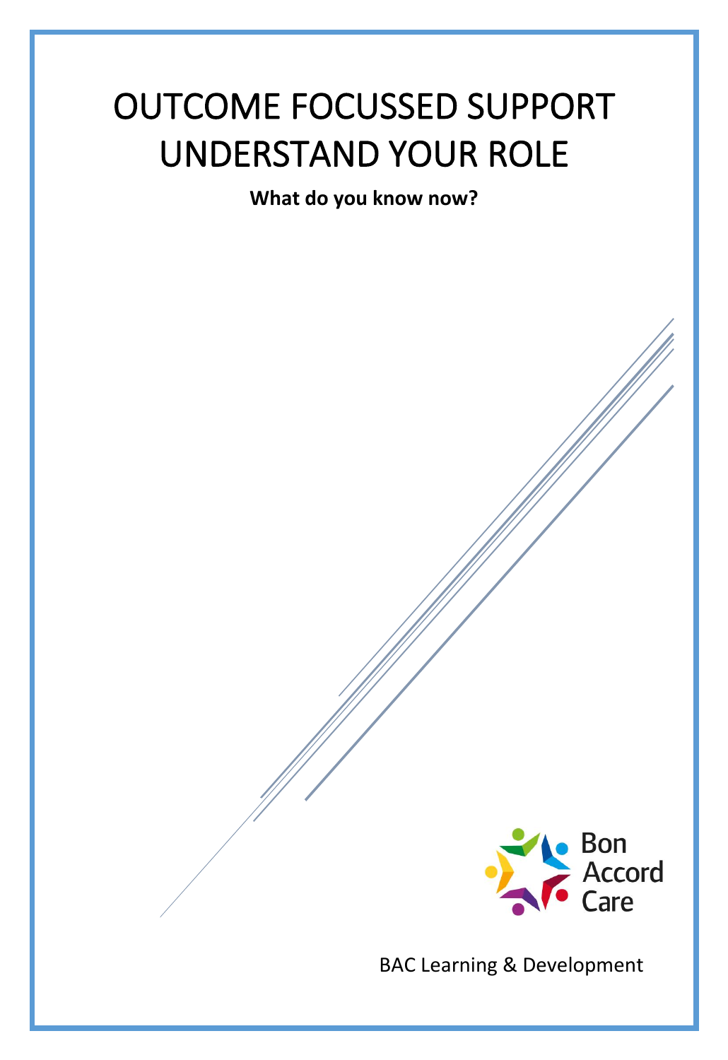# OUTCOME FOCUSSED SUPPORT UNDERSTAND YOUR ROLE

**What do you know now?**

Bon Accord Care

BAC Learning & Development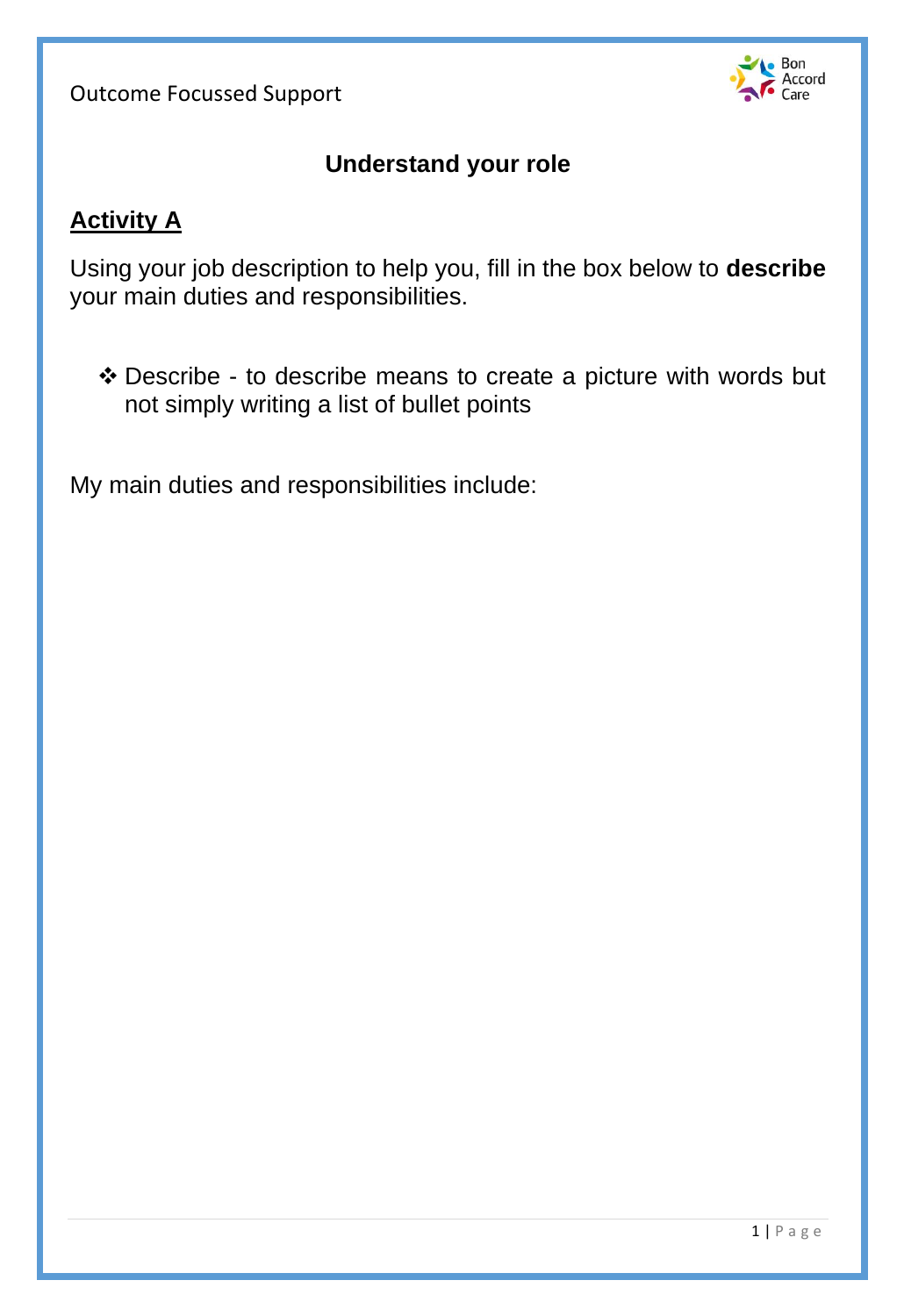## Understand your role

### Activity A

Using your job description to help you, fill in the box below to **describe** your main duties and responsibilities.

- ❖ Describe - to describe means to create a picture with words but not simply writing a list of bullet points

My main duties and responsibilities include: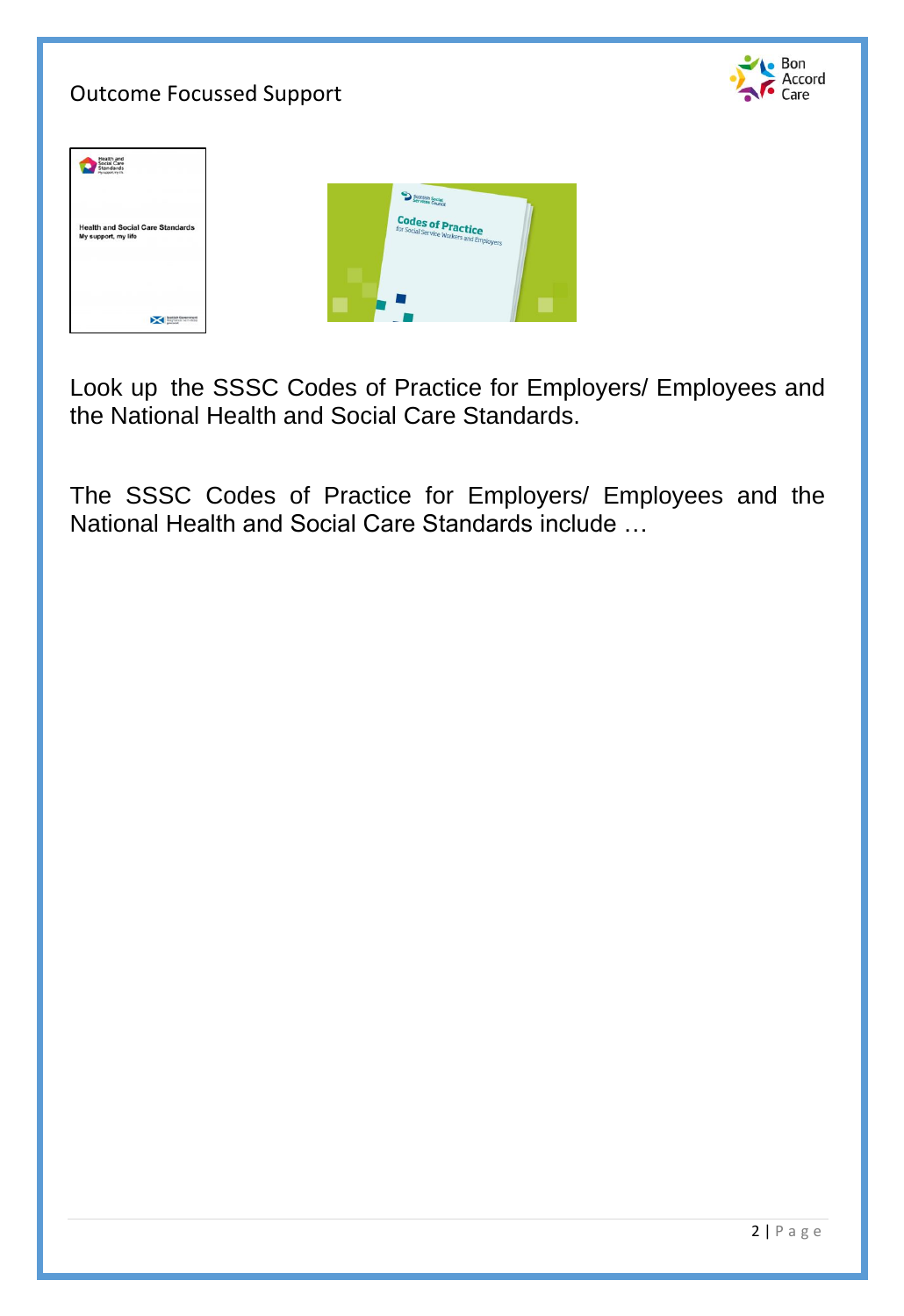Look up the SSSC Codes of Practice for Employers/ Employees and the National Health and Social Care Standards.

The SSSC Codes of Practice for Employers/ Employees and the National Health and Social Care Standards include …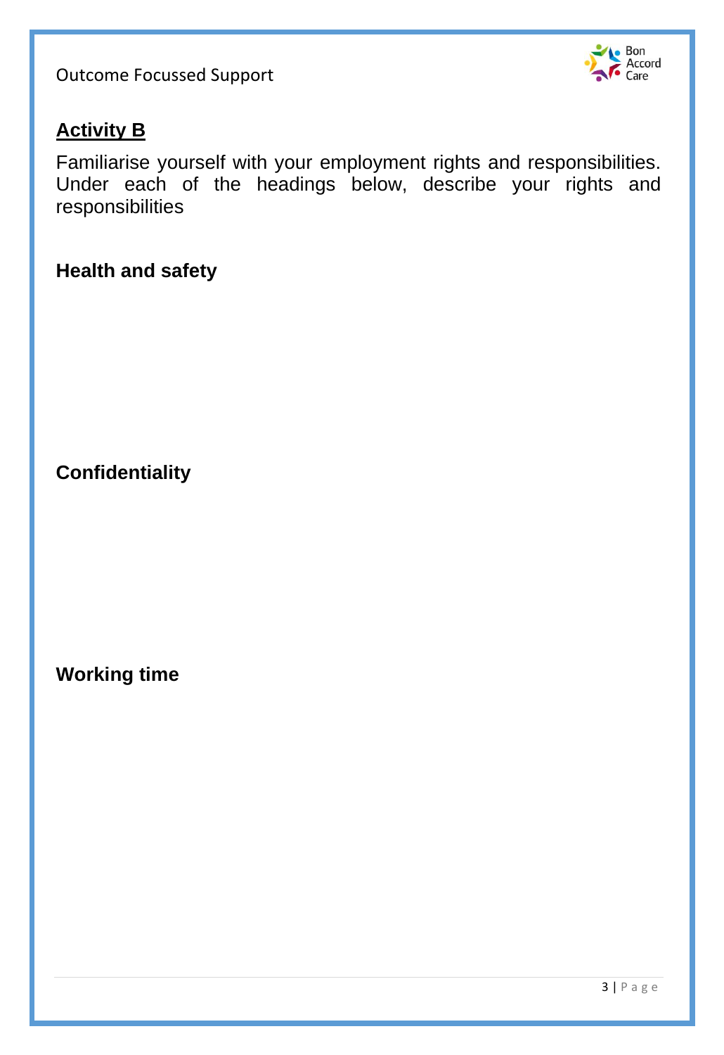## Activity B

Familiarise yourself with your employment rights and responsibilities. Under each of the headings below, describe your rights and responsibilities

**Health and safety**

**Confidentiality**

**Working time**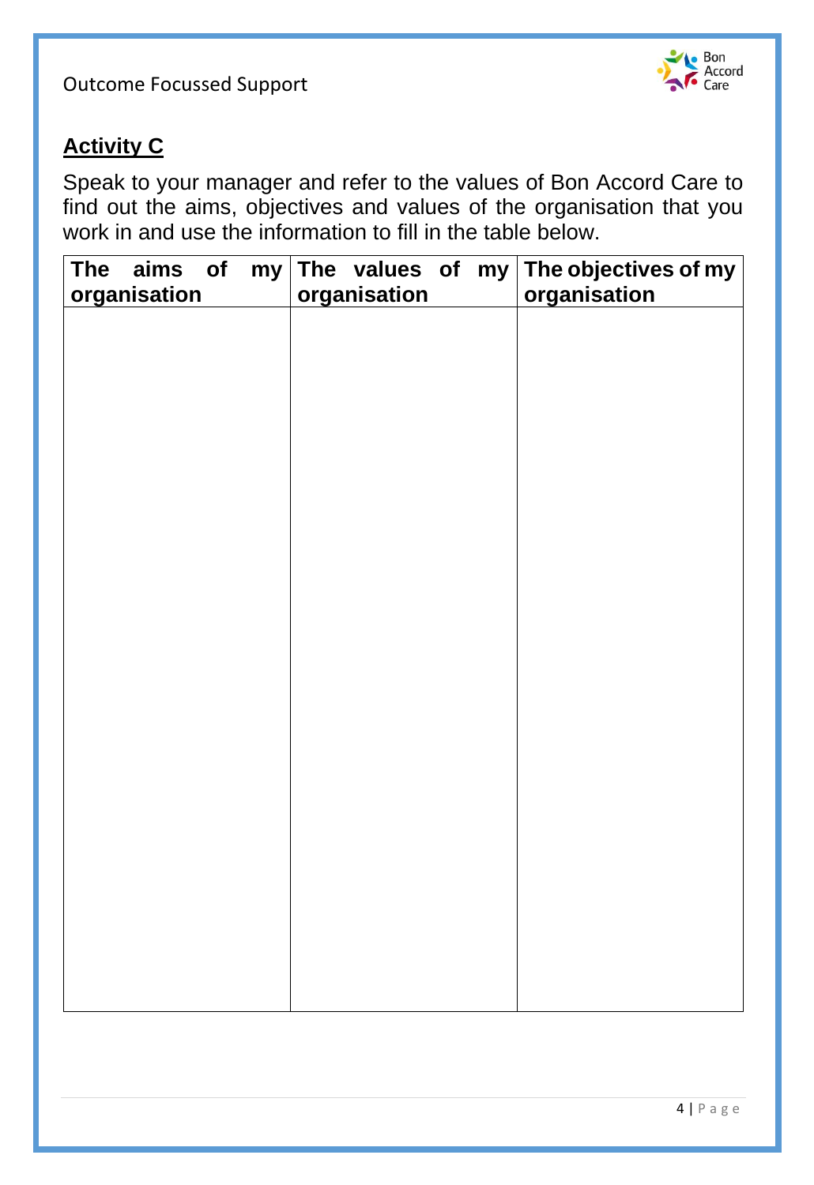## Activity C

Speak to your manager and refer to the values of Bon Accord Care to find out the aims, objectives and values of the organisation that you work in and use the information to fill in the table below.

| The aims of my organisation | The values of my organisation | The objectives of my organisation |
| --- | --- | --- |
| | | |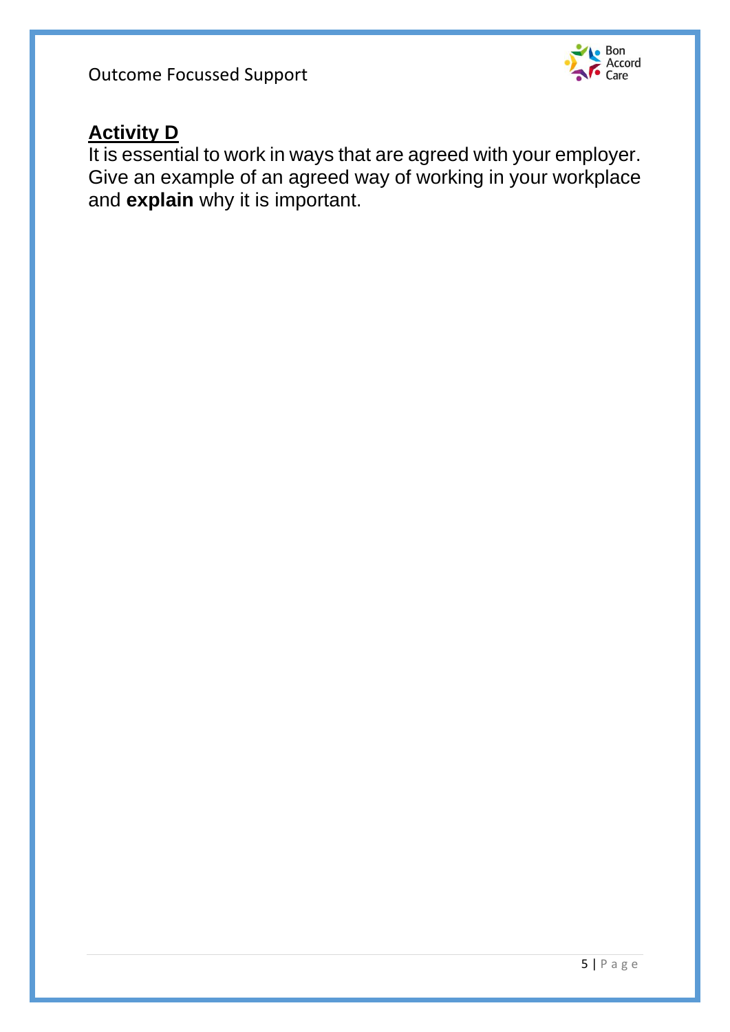## Activity D

It is essential to work in ways that are agreed with your employer. Give an example of an agreed way of working in your workplace and **explain** why it is important.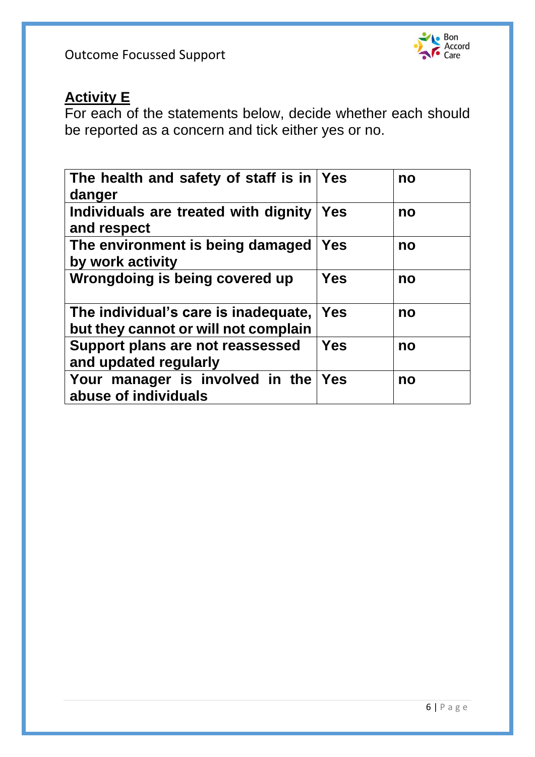## Activity E

For each of the statements below, decide whether each should be reported as a concern and tick either yes or no.

| | | |
|---|---|---|
| **The health and safety of staff is in danger** | **Yes** | **no** |
| **Individuals are treated with dignity and respect** | **Yes** | **no** |
| **The environment is being damaged by work activity** | **Yes** | **no** |
| **Wrongdoing is being covered up** | **Yes** | **no** |
| **The individual's care is inadequate, but they cannot or will not complain** | **Yes** | **no** |
| **Support plans are not reassessed and updated regularly** | **Yes** | **no** |
| **Your manager is involved in the abuse of individuals** | **Yes** | **no** |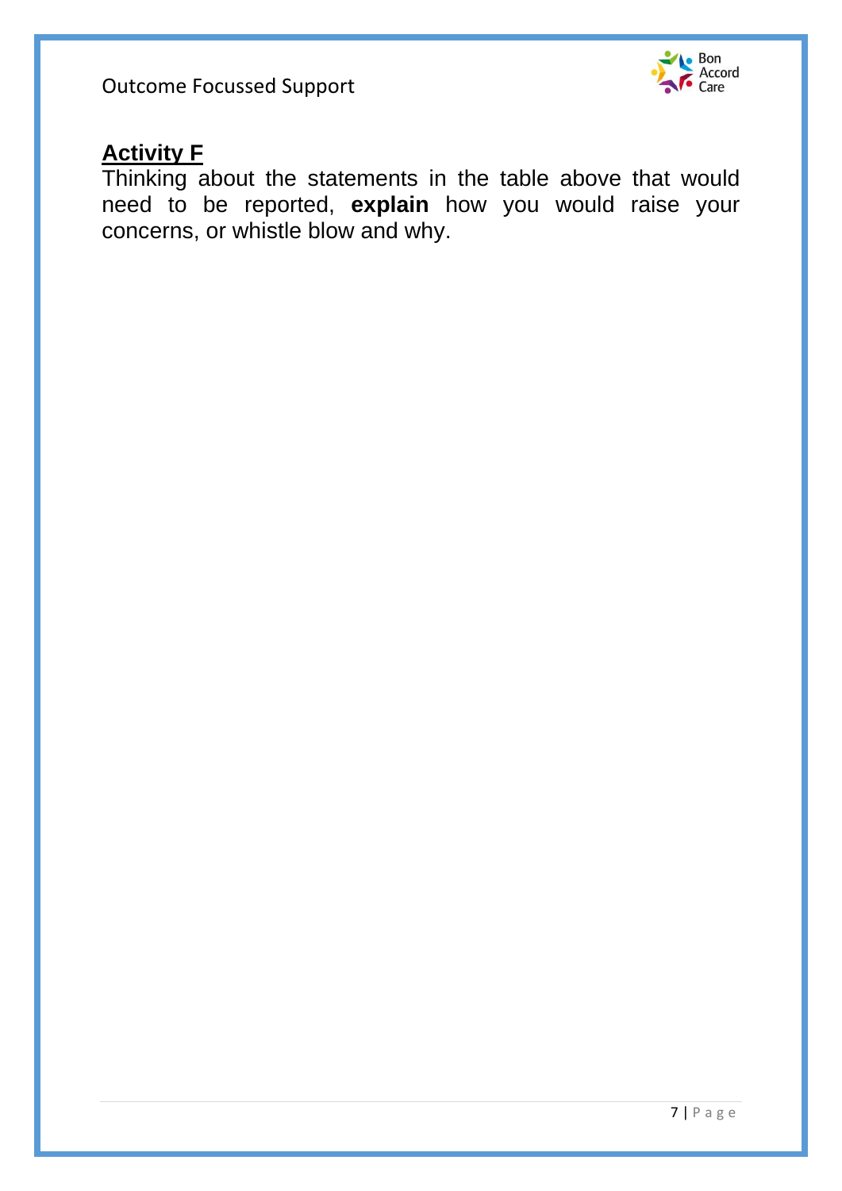## Activity F

Thinking about the statements in the table above that would need to be reported, **explain** how you would raise your concerns, or whistle blow and why.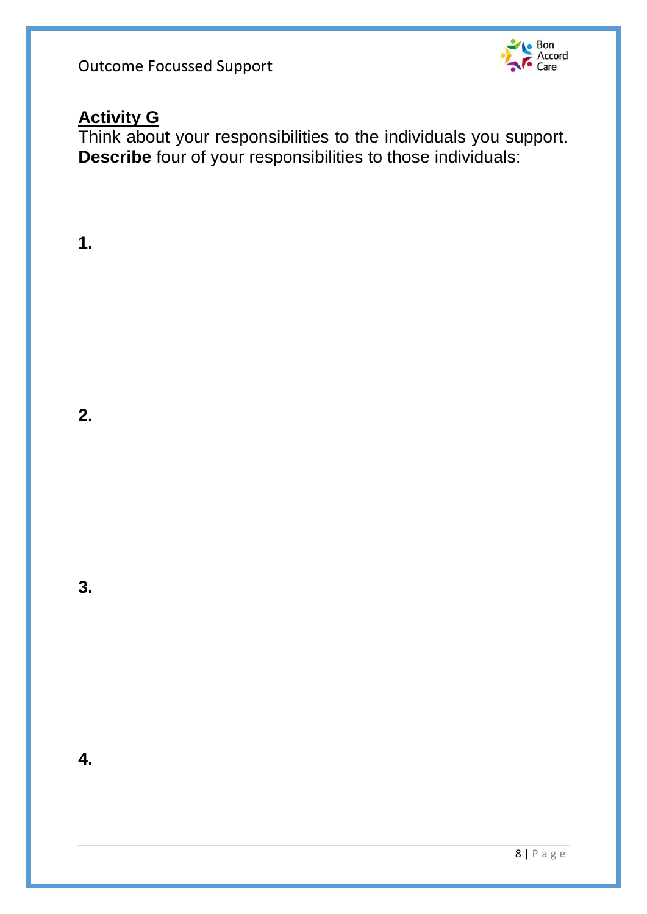## Activity G

Think about your responsibilities to the individuals you support. **Describe** four of your responsibilities to those individuals:

**1.**

**2.**

**3.**

**4.**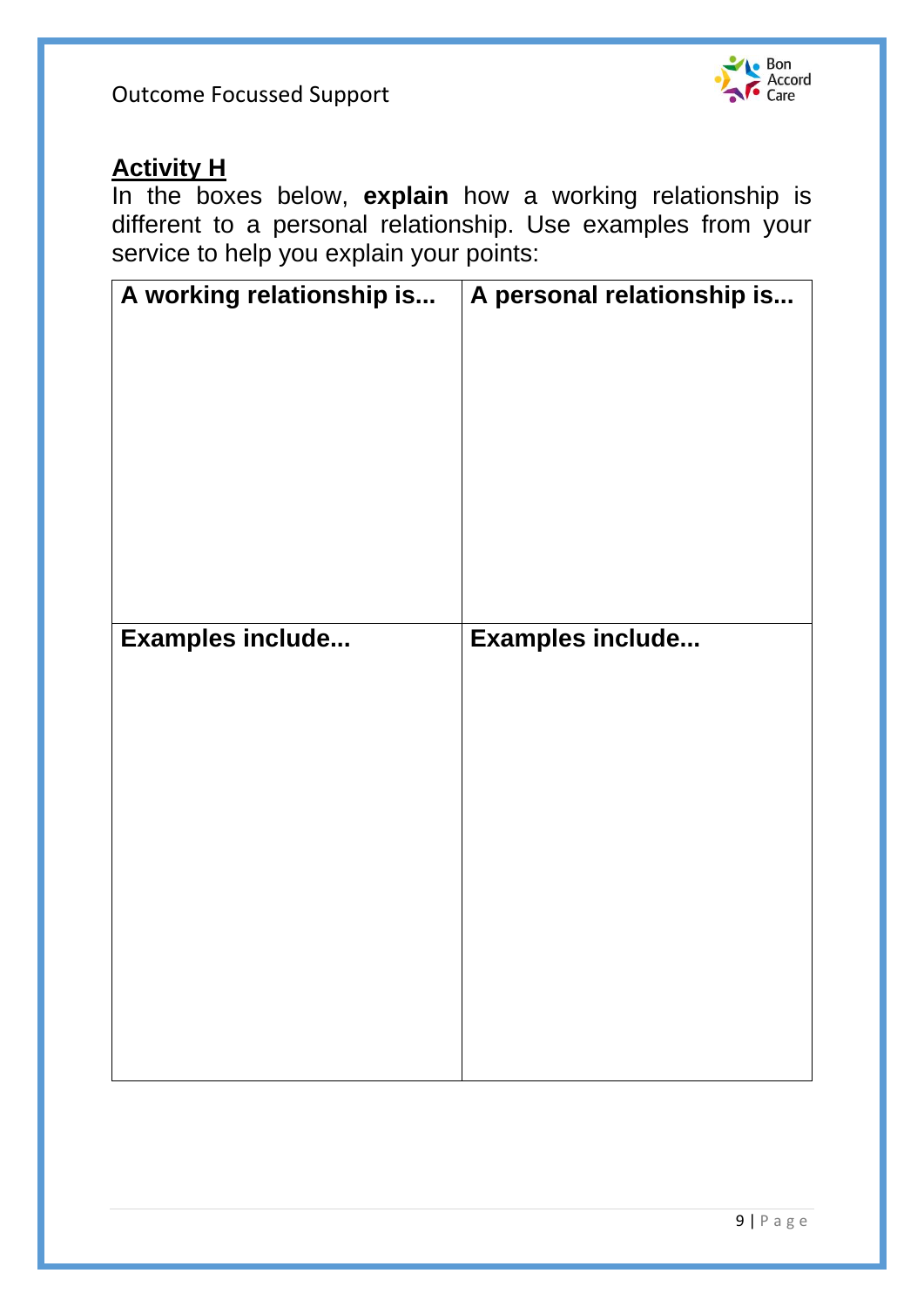## Activity H

In the boxes below, **explain** how a working relationship is different to a personal relationship. Use examples from your service to help you explain your points:

| A working relationship is... | A personal relationship is... |
|---|---|
| | |
| **Examples include...** | **Examples include...** |
| | |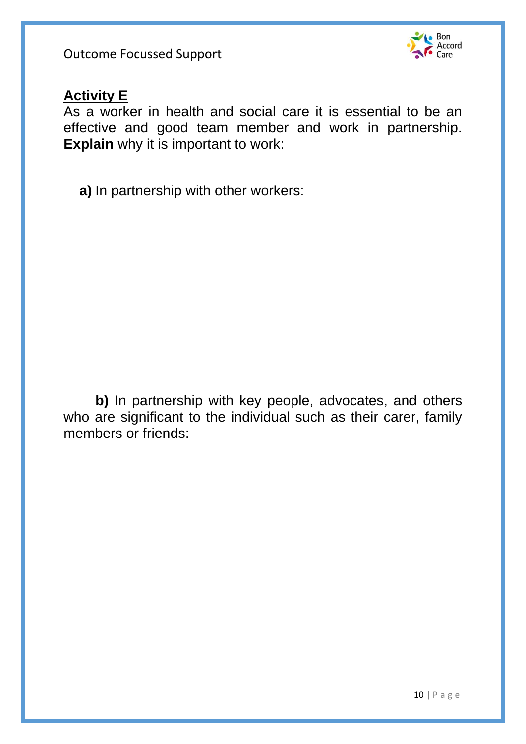## Activity E

As a worker in health and social care it is essential to be an effective and good team member and work in partnership. **Explain** why it is important to work:

**a)** In partnership with other workers:

**b)** In partnership with key people, advocates, and others who are significant to the individual such as their carer, family members or friends: